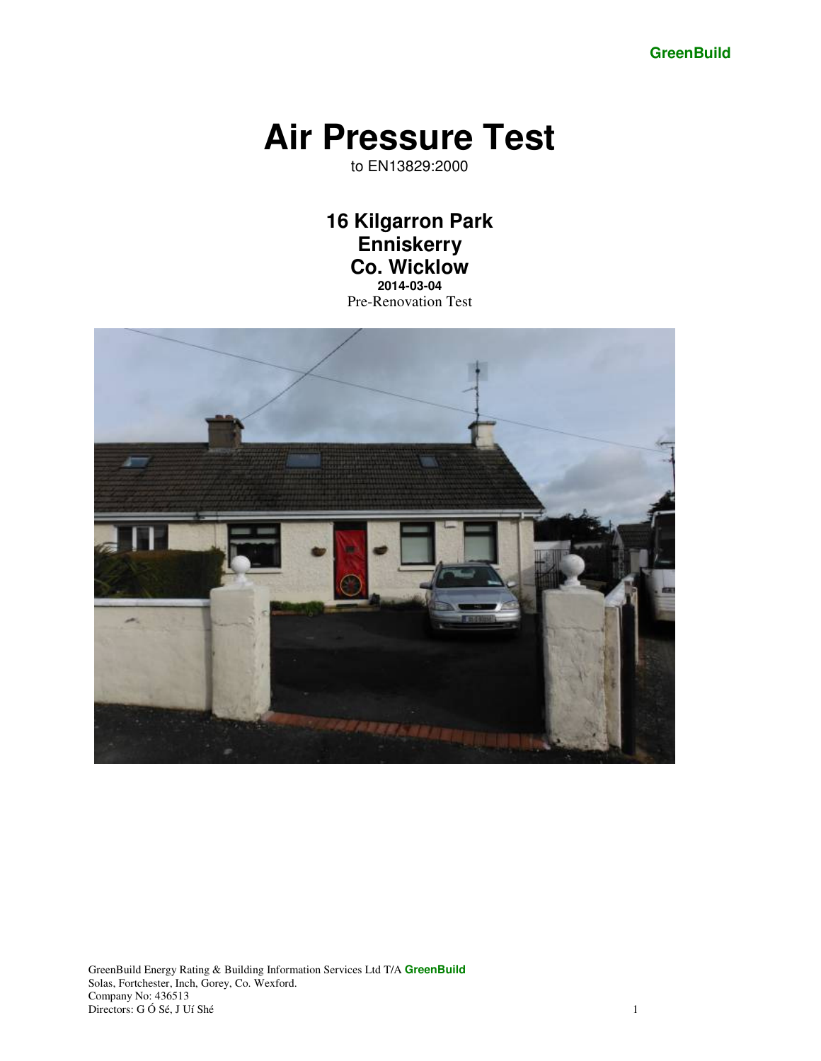# Air Pressure Test

to EN13829:2000

## 16 Kilgarron Park
## Enniskerry
## Co. Wicklow

**2014-03-04**

Pre-Renovation Test

GreenBuild Energy Rating & Building Information Services Ltd T/A **GreenBuild**
Solas, Fortchester, Inch, Gorey, Co. Wexford.
Company No: 436513
Directors: G Ó Sé, J Uí Shé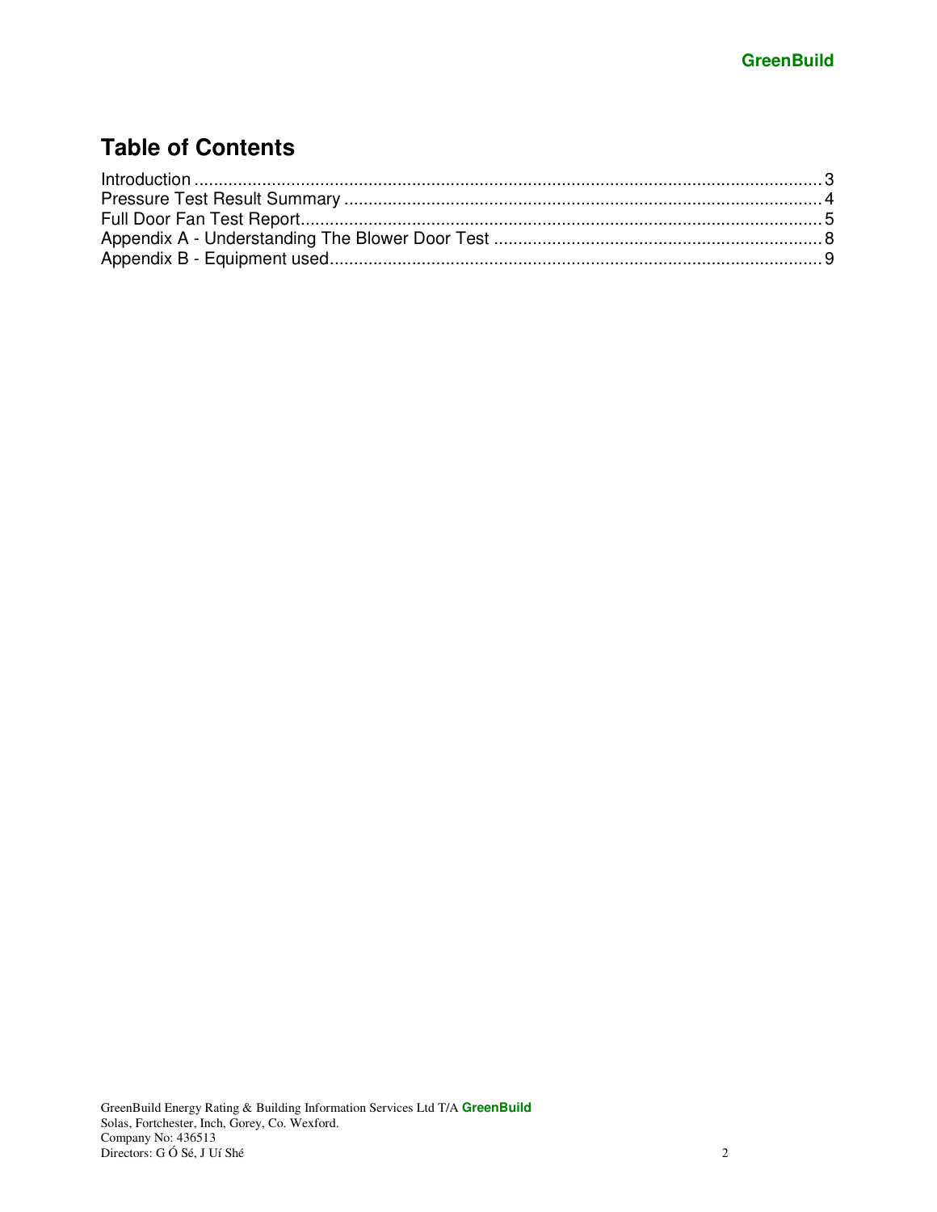# Table of Contents

Introduction .......... 3
Pressure Test Result Summary .......... 4
Full Door Fan Test Report .......... 5
Appendix A - Understanding The Blower Door Test .......... 8
Appendix B - Equipment used .......... 9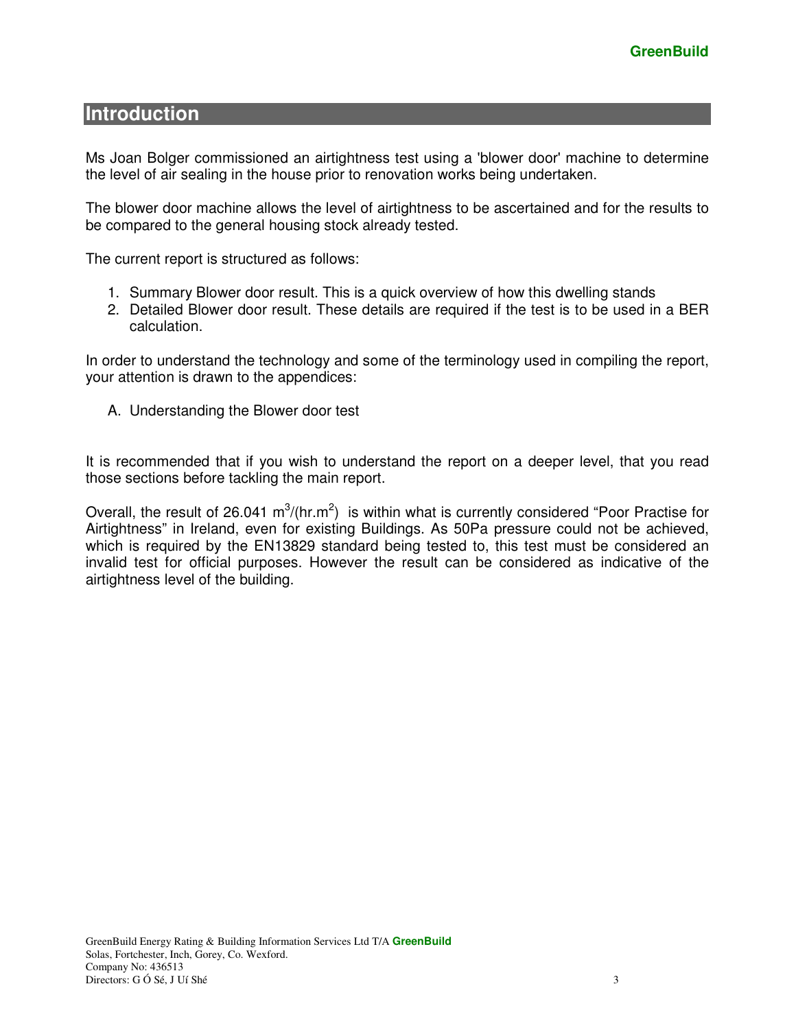# Introduction

Ms Joan Bolger commissioned an airtightness test using a 'blower door' machine to determine the level of air sealing in the house prior to renovation works being undertaken.

The blower door machine allows the level of airtightness to be ascertained and for the results to be compared to the general housing stock already tested.

The current report is structured as follows:

1. Summary Blower door result. This is a quick overview of how this dwelling stands
2. Detailed Blower door result. These details are required if the test is to be used in a BER calculation.

In order to understand the technology and some of the terminology used in compiling the report, your attention is drawn to the appendices:

A. Understanding the Blower door test

It is recommended that if you wish to understand the report on a deeper level, that you read those sections before tackling the main report.

Overall, the result of 26.041 $m^3/(hr.m^2)$ is within what is currently considered "Poor Practise for Airtightness" in Ireland, even for existing Buildings. As 50Pa pressure could not be achieved, which is required by the EN13829 standard being tested to, this test must be considered an invalid test for official purposes. However the result can be considered as indicative of the airtightness level of the building.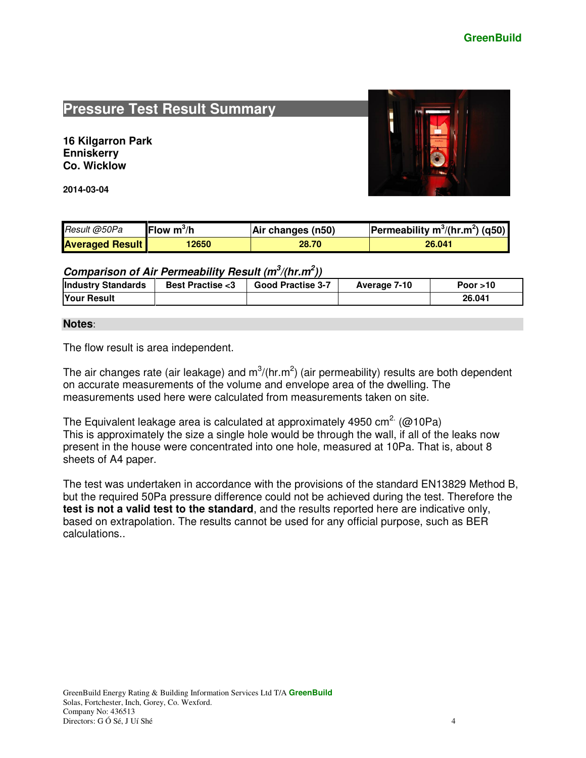## Pressure Test Result Summary

**16 Kilgarron Park**
**Enniskerry**
**Co. Wicklow**

**2014-03-04**

| *Result @50Pa* | **Flow $m^3$/h** | **Air changes (n50)** | **Permeability $m^3/(hr.m^2)$ (q50)** |
|---|---|---|---|
| **Averaged Result** | **12650** | **28.70** | **26.041** |

### *Comparison of Air Permeability Result ($m^3/(hr.m^2)$)*

| **Industry Standards** | **Best Practise <3** | **Good Practise 3-7** | **Average 7-10** | **Poor >10** |
|---|---|---|---|---|
| **Your Result** | | | | **26.041** |

**Notes**:

The flow result is area independent.

The air changes rate (air leakage) and $m^3/(hr.m^2)$ (air permeability) results are both dependent on accurate measurements of the volume and envelope area of the dwelling. The measurements used here were calculated from measurements taken on site.

The Equivalent leakage area is calculated at approximately 4950 $cm^2$. (@10Pa)
This is approximately the size a single hole would be through the wall, if all of the leaks now present in the house were concentrated into one hole, measured at 10Pa. That is, about 8 sheets of A4 paper.

The test was undertaken in accordance with the provisions of the standard EN13829 Method B, but the required 50Pa pressure difference could not be achieved during the test. Therefore the **test is not a valid test to the standard**, and the results reported here are indicative only, based on extrapolation. The results cannot be used for any official purpose, such as BER calculations..

GreenBuild Energy Rating & Building Information Services Ltd T/A **GreenBuild**
Solas, Fortchester, Inch, Gorey, Co. Wexford.
Company No: 436513
Directors: G Ó Sé, J Uí Shé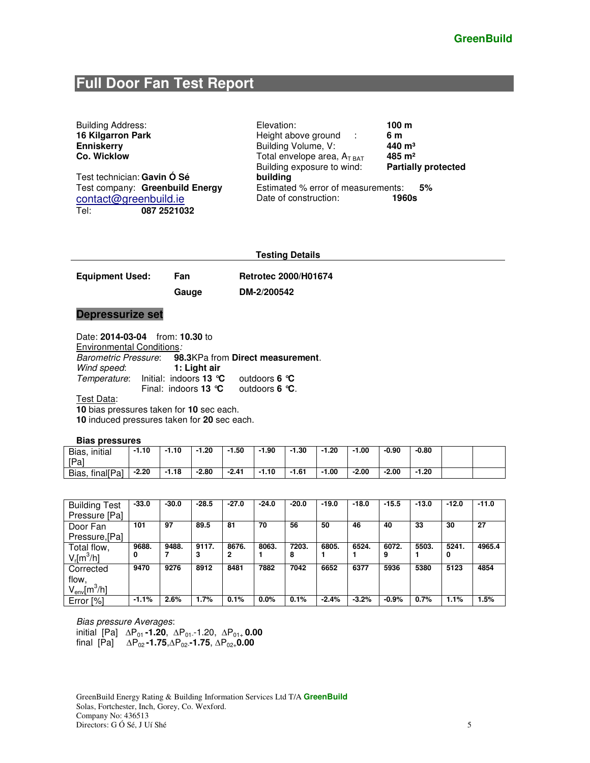GreenBuild

# Full Door Fan Test Report

Building Address:
**16 Kilgarron Park**
**Enniskerry**
**Co. Wicklow**

Test technician: **Gavin Ó Sé**
Test company: **Greenbuild Energy**
contact@greenbuild.ie
Tel: **087 2521032**

Elevation: **100 m**
Height above ground : **6 m**
Building Volume, V: **440 m³**
Total envelope area, $A_{T\ BAT}$ **485 m²**
Building exposure to wind: **Partially protected building**
Estimated % error of measurements: **5%**
Date of construction: **1960s**

### Testing Details

| **Equipment Used:** | **Fan** | **Retrotec 2000/H01674** |
|---|---|---|
| | **Gauge** | **DM-2/200542** |

## Depressurize set

Date: **2014-03-04** from: **10.30** to
Environmental Conditions*:*
*Barometric Pressure*: **98.3**KPa from **Direct measurement**.
*Wind speed*: **1: Light air**
*Temperature*: Initial: indoors **13 °C** outdoors **6 °C**
Final: indoors **13 °C** outdoors **6 °C**.

Test Data:
**10** bias pressures taken for **10** sec each.
**10** induced pressures taken for **20** sec each.

**Bias pressures**

| Bias, initial [Pa] | -1.10 | -1.10 | -1.20 | -1.50 | -1.90 | -1.30 | -1.20 | -1.00 | -0.90 | -0.80 | | |
|---|---|---|---|---|---|---|---|---|---|---|---|---|
| Bias, final[Pa] | -2.20 | -1.18 | -2.80 | -2.41 | -1.10 | -1.61 | -1.00 | -2.00 | -2.00 | -1.20 | | |

| Building Test Pressure [Pa] | -33.0 | -30.0 | -28.5 | -27.0 | -24.0 | -20.0 | -19.0 | -18.0 | -15.5 | -13.0 | -12.0 | -11.0 |
|---|---|---|---|---|---|---|---|---|---|---|---|---|
| Door Fan Pressure,[Pa] | 101 | 97 | 89.5 | 81 | 70 | 56 | 50 | 46 | 40 | 33 | 30 | 27 |
| Total flow, $V_r$[m³/h] | 9688.0 | 9488.7 | 9117.3 | 8676.2 | 8063.1 | 7203.8 | 6805.1 | 6524.1 | 6072.9 | 5503.1 | 5241.0 | 4965.4 |
| Corrected flow, $V_{env}$[m³/h] | 9470 | 9276 | 8912 | 8481 | 7882 | 7042 | 6652 | 6377 | 5936 | 5380 | 5123 | 4854 |
| Error [%] | -1.1% | 2.6% | 1.7% | 0.1% | 0.0% | 0.1% | -2.4% | -3.2% | -0.9% | 0.7% | 1.1% | 1.5% |

*Bias pressure Averages*:
initial [Pa] $\Delta P_{01}$ **-1.20**, $\Delta P_{01-}$ -1.20, $\Delta P_{01+}$ **0.00**
final [Pa] $\Delta P_{02}$ **-1.75**, $\Delta P_{02-}$ **-1.75**, $\Delta P_{02+}$ **0.00**

GreenBuild Energy Rating & Building Information Services Ltd T/A **GreenBuild**
Solas, Fortchester, Inch, Gorey, Co. Wexford.
Company No: 436513
Directors: G Ó Sé, J Uí Shé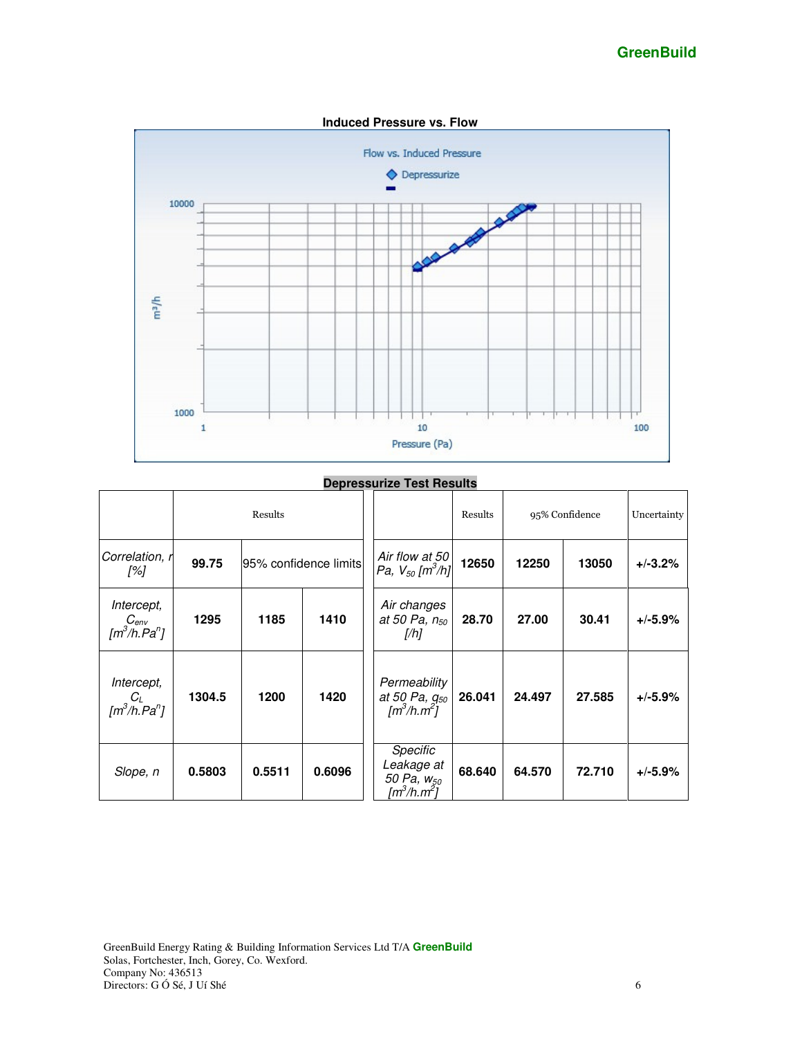**Induced Pressure vs. Flow**

**Depressurize Test Results**

| | Results | 95% confidence limits | | | Results | 95% Confidence | | Uncertainty |
|---|---|---|---|---|---|---|---|---|
| *Correlation, r [%]* | **99.75** | 95% confidence limits | | *Air flow at 50 Pa, $V_{50}$ [$m^3/h$]* | **12650** | **12250** | **13050** | **+/-3.2%** |
| *Intercept, $C_{env}$ [$m^3/h.Pa^n$]* | **1295** | **1185** | **1410** | *Air changes at 50 Pa, $n_{50}$ [/h]* | **28.70** | **27.00** | **30.41** | **+/-5.9%** |
| *Intercept, $C_L$ [$m^3/h.Pa^n$]* | **1304.5** | **1200** | **1420** | *Permeability at 50 Pa, $q_{50}$ [$m^3/h.m^2$]* | **26.041** | **24.497** | **27.585** | **+/-5.9%** |
| *Slope, n* | **0.5803** | **0.5511** | **0.6096** | *Specific Leakage at 50 Pa, $w_{50}$ [$m^3/h.m^2$]* | **68.640** | **64.570** | **72.710** | **+/-5.9%** |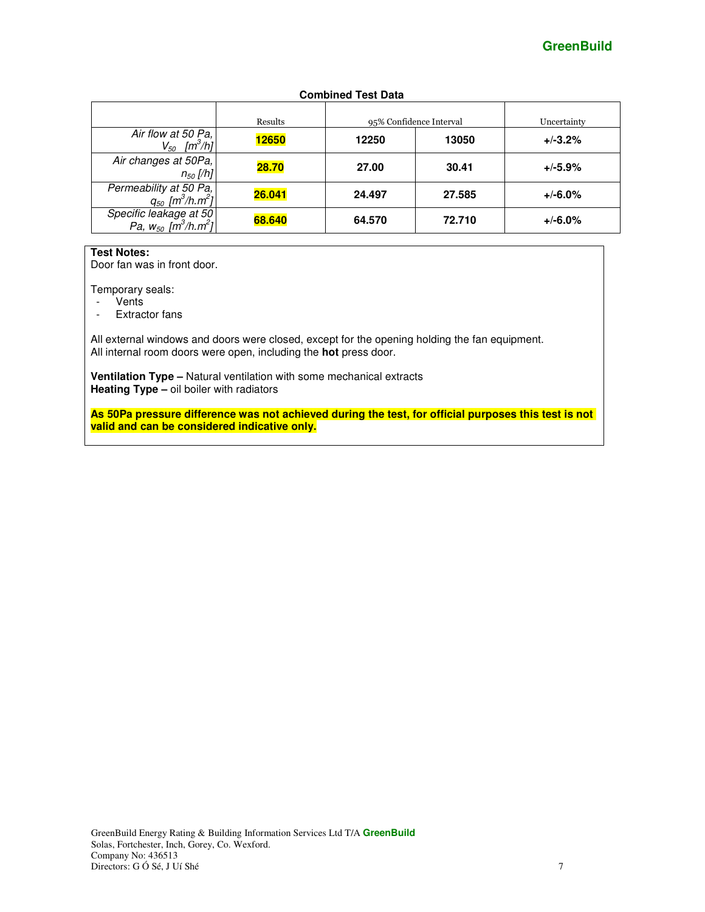**Combined Test Data**

| | Results | 95% Confidence Interval | | Uncertainty |
|---|---|---|---|---|
| *Air flow at 50 Pa, $V_{50}$ [$m^3/h$]* | **12650** | **12250** | **13050** | **+/-3.2%** |
| *Air changes at 50Pa, $n_{50}$ [/h]* | **28.70** | **27.00** | **30.41** | **+/-5.9%** |
| *Permeability at 50 Pa, $q_{50}$ [$m^3/h.m^2$]* | **26.041** | **24.497** | **27.585** | **+/-6.0%** |
| *Specific leakage at 50 Pa, $w_{50}$ [$m^3/h.m^2$]* | **68.640** | **64.570** | **72.710** | **+/-6.0%** |

**Test Notes:**
Door fan was in front door.

Temporary seals:
- Vents
- Extractor fans

All external windows and doors were closed, except for the opening holding the fan equipment.
All internal room doors were open, including the **hot** press door.

**Ventilation Type –** Natural ventilation with some mechanical extracts
**Heating Type –** oil boiler with radiators

**As 50Pa pressure difference was not achieved during the test, for official purposes this test is not valid and can be considered indicative only.**

GreenBuild Energy Rating & Building Information Services Ltd T/A **GreenBuild**
Solas, Fortchester, Inch, Gorey, Co. Wexford.
Company No: 436513
Directors: G Ó Sé, J Uí Shé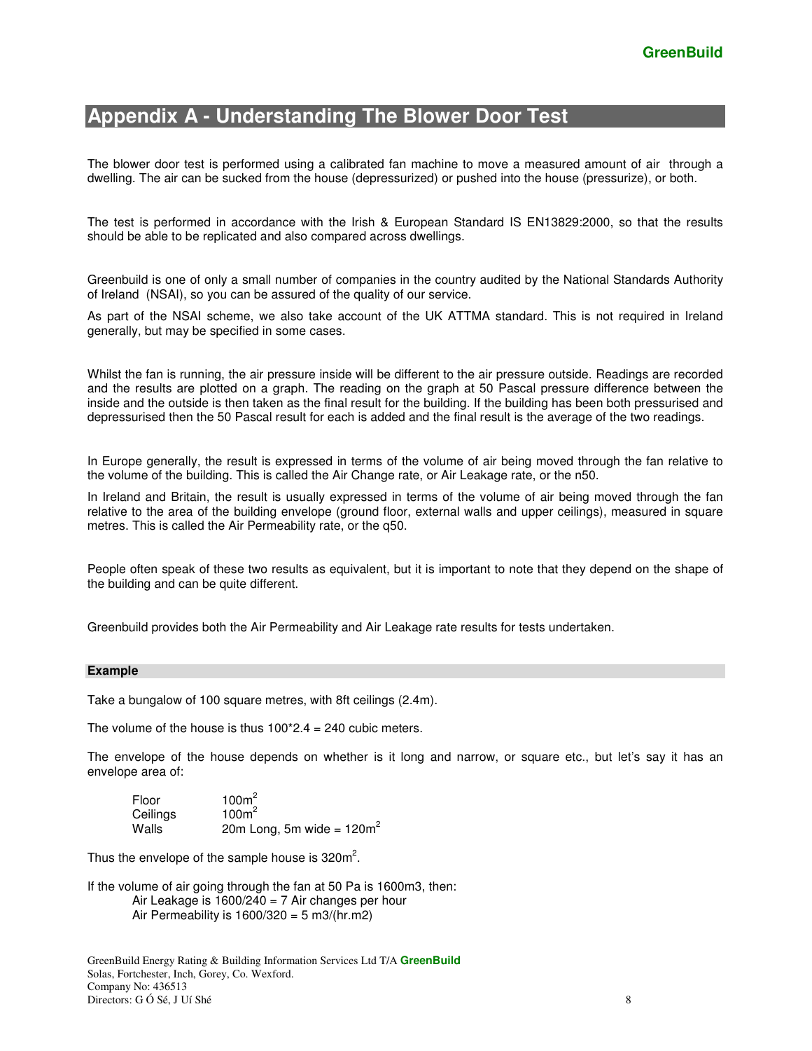# Appendix A - Understanding The Blower Door Test

The blower door test is performed using a calibrated fan machine to move a measured amount of air through a dwelling. The air can be sucked from the house (depressurized) or pushed into the house (pressurize), or both.

The test is performed in accordance with the Irish & European Standard IS EN13829:2000, so that the results should be able to be replicated and also compared across dwellings.

Greenbuild is one of only a small number of companies in the country audited by the National Standards Authority of Ireland (NSAI), so you can be assured of the quality of our service.

As part of the NSAI scheme, we also take account of the UK ATTMA standard. This is not required in Ireland generally, but may be specified in some cases.

Whilst the fan is running, the air pressure inside will be different to the air pressure outside. Readings are recorded and the results are plotted on a graph. The reading on the graph at 50 Pascal pressure difference between the inside and the outside is then taken as the final result for the building. If the building has been both pressurised and depressurised then the 50 Pascal result for each is added and the final result is the average of the two readings.

In Europe generally, the result is expressed in terms of the volume of air being moved through the fan relative to the volume of the building. This is called the Air Change rate, or Air Leakage rate, or the n50.

In Ireland and Britain, the result is usually expressed in terms of the volume of air being moved through the fan relative to the area of the building envelope (ground floor, external walls and upper ceilings), measured in square metres. This is called the Air Permeability rate, or the q50.

People often speak of these two results as equivalent, but it is important to note that they depend on the shape of the building and can be quite different.

Greenbuild provides both the Air Permeability and Air Leakage rate results for tests undertaken.

### Example

Take a bungalow of 100 square metres, with 8ft ceilings (2.4m).

The volume of the house is thus 100*2.4 = 240 cubic meters.

The envelope of the house depends on whether is it long and narrow, or square etc., but let's say it has an envelope area of:

| | |
|---|---|
| Floor | 100m$^2$ |
| Ceilings | 100m$^2$ |
| Walls | 20m Long, 5m wide = 120m$^2$ |

Thus the envelope of the sample house is 320m$^2$.

If the volume of air going through the fan at 50 Pa is 1600m3, then:

Air Leakage is 1600/240 = 7 Air changes per hour

Air Permeability is 1600/320 = 5 m3/(hr.m2)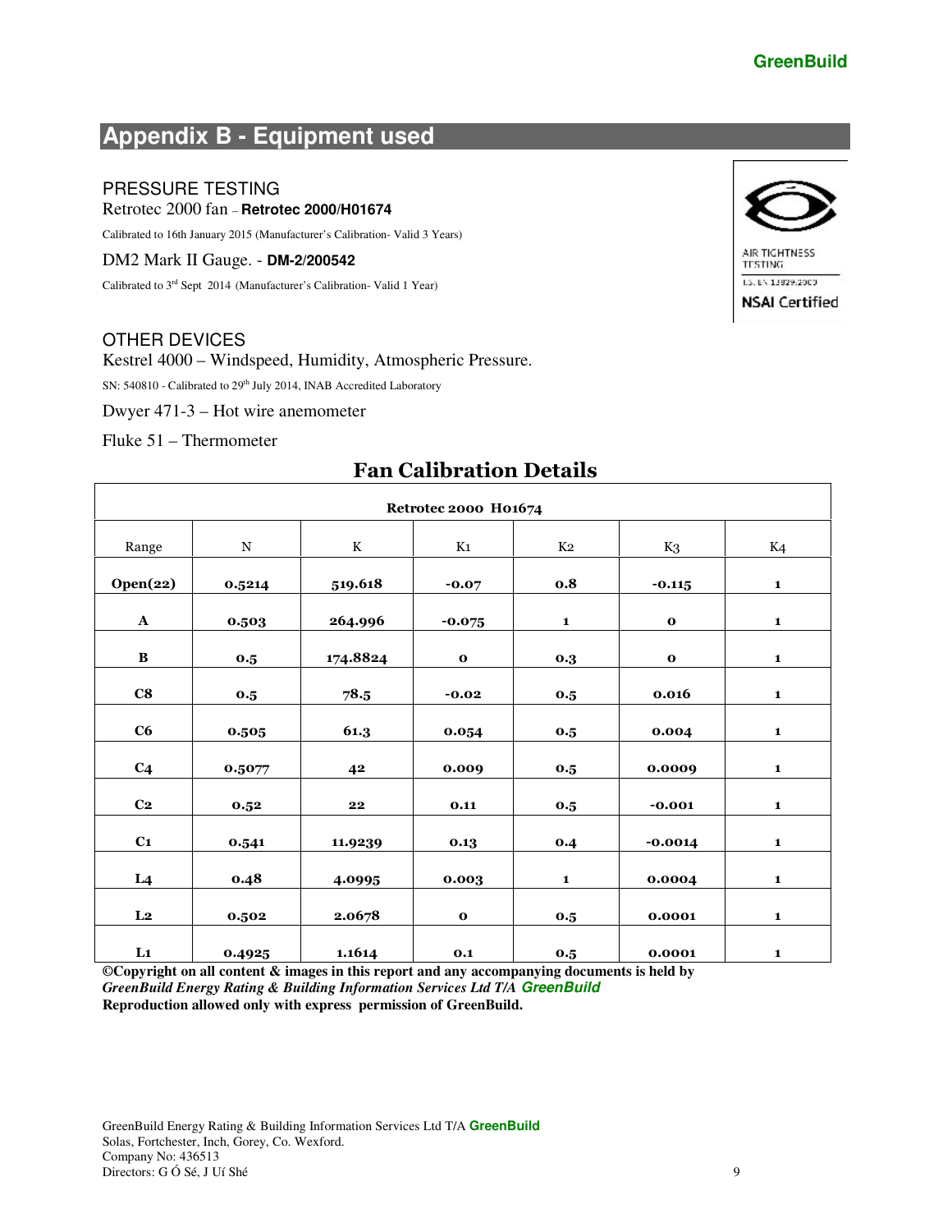## Appendix B - Equipment used

PRESSURE TESTING

Retrotec 2000 fan – **Retrotec 2000/H01674**

Calibrated to 16th January 2015 (Manufacturer's Calibration- Valid 3 Years)

DM2 Mark II Gauge. - **DM-2/200542**

Calibrated to 3rd Sept 2014 (Manufacturer's Calibration- Valid 1 Year)

AIR TIGHTNESS TESTING

I.S. EN 13829:2000

NSAI Certified

OTHER DEVICES

Kestrel 4000 – Windspeed, Humidity, Atmospheric Pressure.

SN: 540810 - Calibrated to 29th July 2014, INAB Accredited Laboratory

Dwyer 471-3 – Hot wire anemometer

Fluke 51 – Thermometer

### Fan Calibration Details

| Retrotec 2000 H01674 | | | | | | |
|---|---|---|---|---|---|---|
| Range | N | K | K1 | K2 | K3 | K4 |
| **Open(22)** | **0.5214** | **519.618** | **-0.07** | **0.8** | **-0.115** | **1** |
| **A** | **0.503** | **264.996** | **-0.075** | **1** | **0** | **1** |
| **B** | **0.5** | **174.8824** | **0** | **0.3** | **0** | **1** |
| **C8** | **0.5** | **78.5** | **-0.02** | **0.5** | **0.016** | **1** |
| **C6** | **0.505** | **61.3** | **0.054** | **0.5** | **0.004** | **1** |
| **C4** | **0.5077** | **42** | **0.009** | **0.5** | **0.0009** | **1** |
| **C2** | **0.52** | **22** | **0.11** | **0.5** | **-0.001** | **1** |
| **C1** | **0.541** | **11.9239** | **0.13** | **0.4** | **-0.0014** | **1** |
| **L4** | **0.48** | **4.0995** | **0.003** | **1** | **0.0004** | **1** |
| **L2** | **0.502** | **2.0678** | **0** | **0.5** | **0.0001** | **1** |
| **L1** | **0.4925** | **1.1614** | **0.1** | **0.5** | **0.0001** | **1** |

**©Copyright on all content & images in this report and any accompanying documents is held by *GreenBuild Energy Rating & Building Information Services Ltd T/A GreenBuild***
**Reproduction allowed only with express permission of GreenBuild.**

GreenBuild Energy Rating & Building Information Services Ltd T/A **GreenBuild**
Solas, Fortchester, Inch, Gorey, Co. Wexford.
Company No: 436513
Directors: G Ó Sé, J Uí Shé